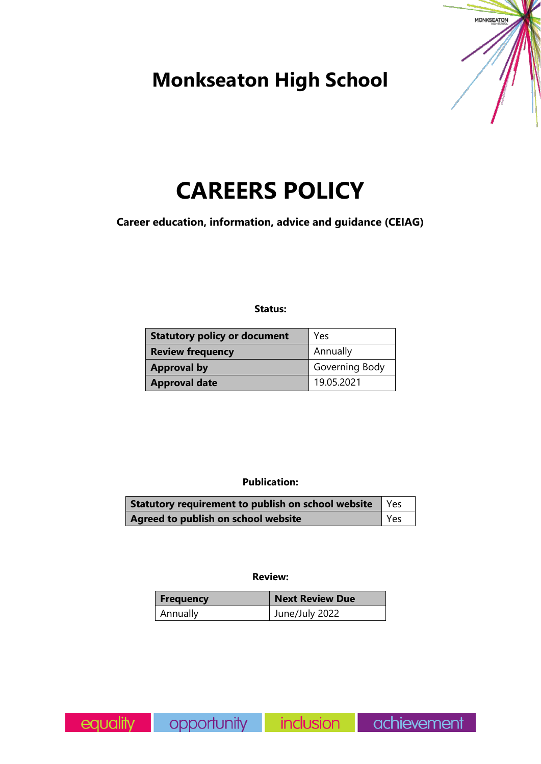# Monkseaton High School

# CAREERS POLICY

**Career education, information, advice and guidance (CEIAG)**

**Status:**

| **Statutory policy or document** | Yes |
|---|---|
| **Review frequency** | Annually |
| **Approval by** | Governing Body |
| **Approval date** | 19.05.2021 |

**Publication:**

| **Statutory requirement to publish on school website** | Yes |
|---|---|
| **Agreed to publish on school website** | Yes |

**Review:**

| **Frequency** | **Next Review Due** |
|---|---|
| Annually | June/July 2022 |

equality opportunity inclusion achievement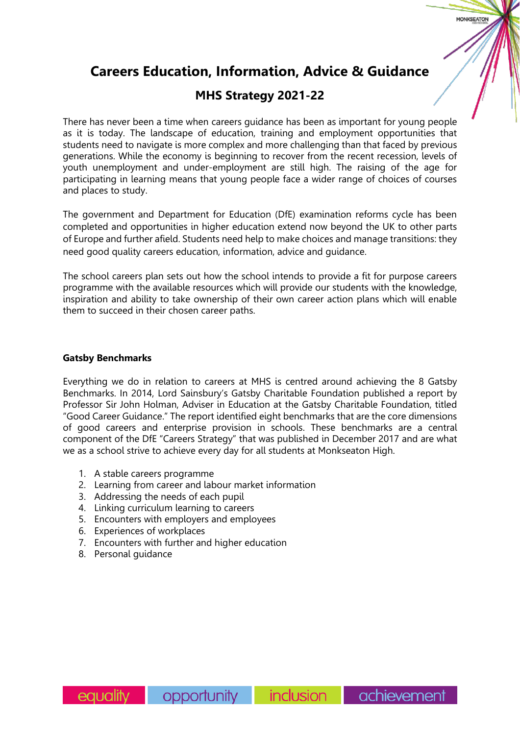# Careers Education, Information, Advice & Guidance

## MHS Strategy 2021-22

There has never been a time when careers guidance has been as important for young people as it is today. The landscape of education, training and employment opportunities that students need to navigate is more complex and more challenging than that faced by previous generations. While the economy is beginning to recover from the recent recession, levels of youth unemployment and under-employment are still high. The raising of the age for participating in learning means that young people face a wider range of choices of courses and places to study.

The government and Department for Education (DfE) examination reforms cycle has been completed and opportunities in higher education extend now beyond the UK to other parts of Europe and further afield. Students need help to make choices and manage transitions: they need good quality careers education, information, advice and guidance.

The school careers plan sets out how the school intends to provide a fit for purpose careers programme with the available resources which will provide our students with the knowledge, inspiration and ability to take ownership of their own career action plans which will enable them to succeed in their chosen career paths.

**Gatsby Benchmarks**

Everything we do in relation to careers at MHS is centred around achieving the 8 Gatsby Benchmarks. In 2014, Lord Sainsbury's Gatsby Charitable Foundation published a report by Professor Sir John Holman, Adviser in Education at the Gatsby Charitable Foundation, titled "Good Career Guidance." The report identified eight benchmarks that are the core dimensions of good careers and enterprise provision in schools. These benchmarks are a central component of the DfE "Careers Strategy" that was published in December 2017 and are what we as a school strive to achieve every day for all students at Monkseaton High.

1. A stable careers programme
2. Learning from career and labour market information
3. Addressing the needs of each pupil
4. Linking curriculum learning to careers
5. Encounters with employers and employees
6. Experiences of workplaces
7. Encounters with further and higher education
8. Personal guidance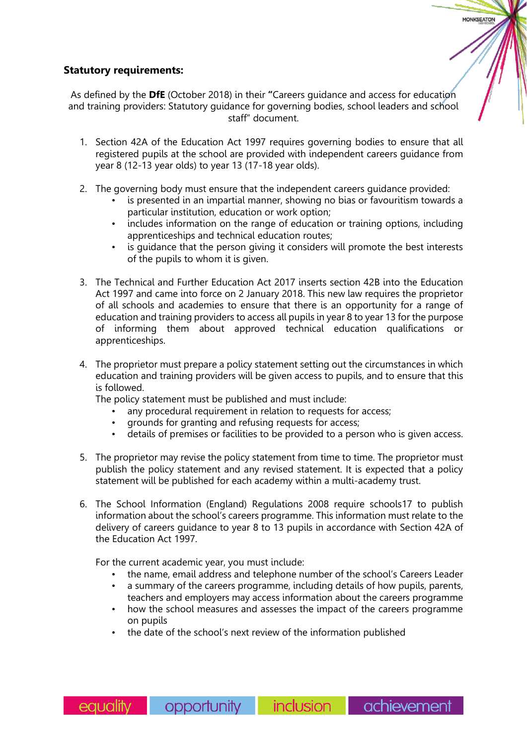**Statutory requirements:**

As defined by the **DfE** (October 2018) in their **"**Careers guidance and access for education and training providers: Statutory guidance for governing bodies, school leaders and school staff" document.

1. Section 42A of the Education Act 1997 requires governing bodies to ensure that all registered pupils at the school are provided with independent careers guidance from year 8 (12-13 year olds) to year 13 (17-18 year olds).

2. The governing body must ensure that the independent careers guidance provided:
   - is presented in an impartial manner, showing no bias or favouritism towards a particular institution, education or work option;
   - includes information on the range of education or training options, including apprenticeships and technical education routes;
   - is guidance that the person giving it considers will promote the best interests of the pupils to whom it is given.

3. The Technical and Further Education Act 2017 inserts section 42B into the Education Act 1997 and came into force on 2 January 2018. This new law requires the proprietor of all schools and academies to ensure that there is an opportunity for a range of education and training providers to access all pupils in year 8 to year 13 for the purpose of informing them about approved technical education qualifications or apprenticeships.

4. The proprietor must prepare a policy statement setting out the circumstances in which education and training providers will be given access to pupils, and to ensure that this is followed.
   The policy statement must be published and must include:
   - any procedural requirement in relation to requests for access;
   - grounds for granting and refusing requests for access;
   - details of premises or facilities to be provided to a person who is given access.

5. The proprietor may revise the policy statement from time to time. The proprietor must publish the policy statement and any revised statement. It is expected that a policy statement will be published for each academy within a multi-academy trust.

6. The School Information (England) Regulations 2008 require schools17 to publish information about the school's careers programme. This information must relate to the delivery of careers guidance to year 8 to 13 pupils in accordance with Section 42A of the Education Act 1997.

   For the current academic year, you must include:
   - the name, email address and telephone number of the school's Careers Leader
   - a summary of the careers programme, including details of how pupils, parents, teachers and employers may access information about the careers programme
   - how the school measures and assesses the impact of the careers programme on pupils
   - the date of the school's next review of the information published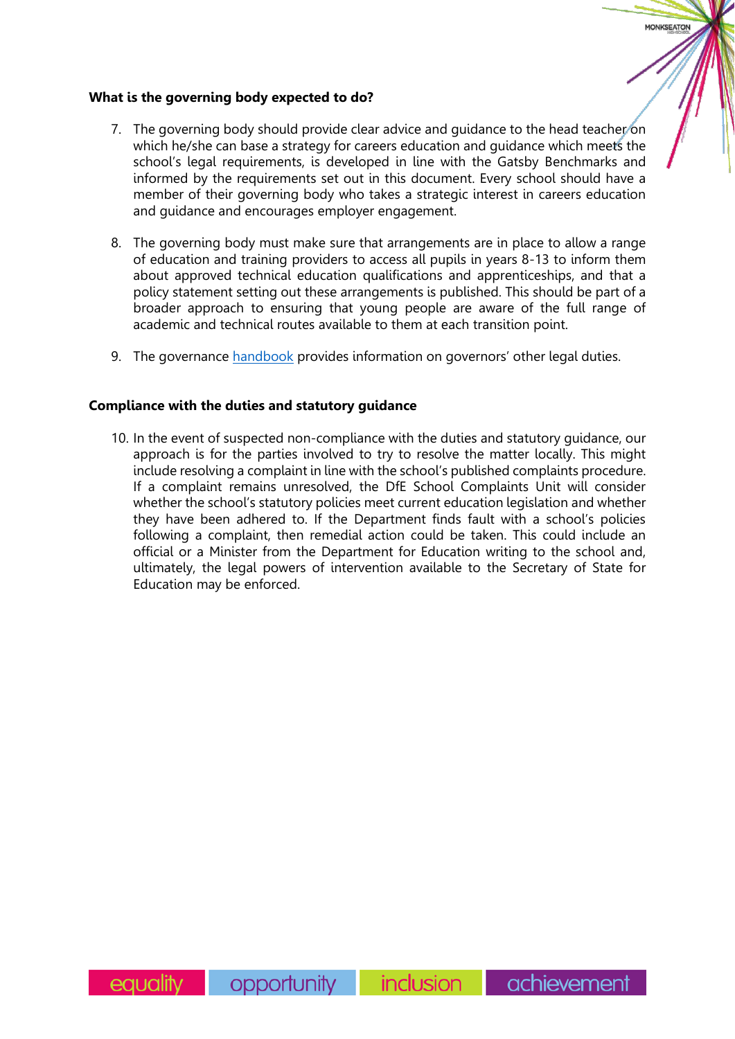**What is the governing body expected to do?**

7. The governing body should provide clear advice and guidance to the head teacher on which he/she can base a strategy for careers education and guidance which meets the school's legal requirements, is developed in line with the Gatsby Benchmarks and informed by the requirements set out in this document. Every school should have a member of their governing body who takes a strategic interest in careers education and guidance and encourages employer engagement.

8. The governing body must make sure that arrangements are in place to allow a range of education and training providers to access all pupils in years 8-13 to inform them about approved technical education qualifications and apprenticeships, and that a policy statement setting out these arrangements is published. This should be part of a broader approach to ensuring that young people are aware of the full range of academic and technical routes available to them at each transition point.

9. The governance handbook provides information on governors' other legal duties.

**Compliance with the duties and statutory guidance**

10. In the event of suspected non-compliance with the duties and statutory guidance, our approach is for the parties involved to try to resolve the matter locally. This might include resolving a complaint in line with the school's published complaints procedure. If a complaint remains unresolved, the DfE School Complaints Unit will consider whether the school's statutory policies meet current education legislation and whether they have been adhered to. If the Department finds fault with a school's policies following a complaint, then remedial action could be taken. This could include an official or a Minister from the Department for Education writing to the school and, ultimately, the legal powers of intervention available to the Secretary of State for Education may be enforced.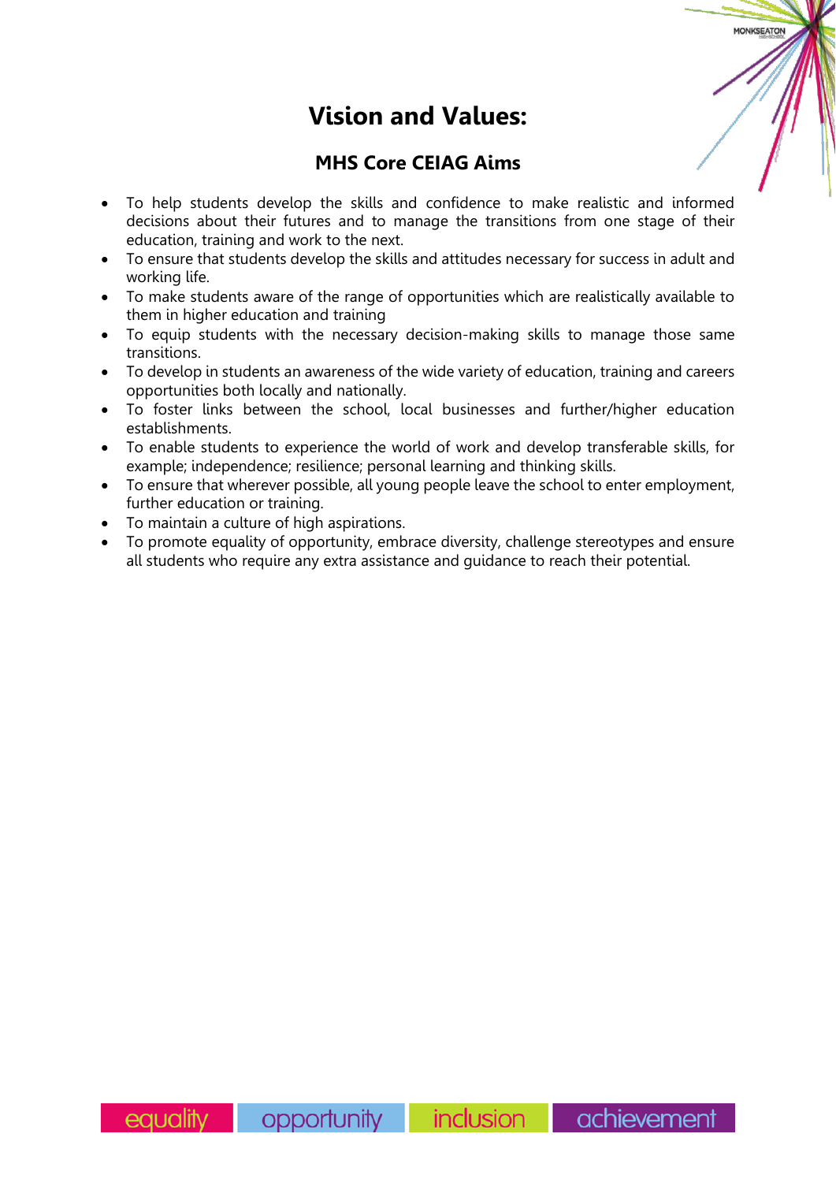# Vision and Values:

## MHS Core CEIAG Aims

- To help students develop the skills and confidence to make realistic and informed decisions about their futures and to manage the transitions from one stage of their education, training and work to the next.
- To ensure that students develop the skills and attitudes necessary for success in adult and working life.
- To make students aware of the range of opportunities which are realistically available to them in higher education and training
- To equip students with the necessary decision-making skills to manage those same transitions.
- To develop in students an awareness of the wide variety of education, training and careers opportunities both locally and nationally.
- To foster links between the school, local businesses and further/higher education establishments.
- To enable students to experience the world of work and develop transferable skills, for example; independence; resilience; personal learning and thinking skills.
- To ensure that wherever possible, all young people leave the school to enter employment, further education or training.
- To maintain a culture of high aspirations.
- To promote equality of opportunity, embrace diversity, challenge stereotypes and ensure all students who require any extra assistance and guidance to reach their potential.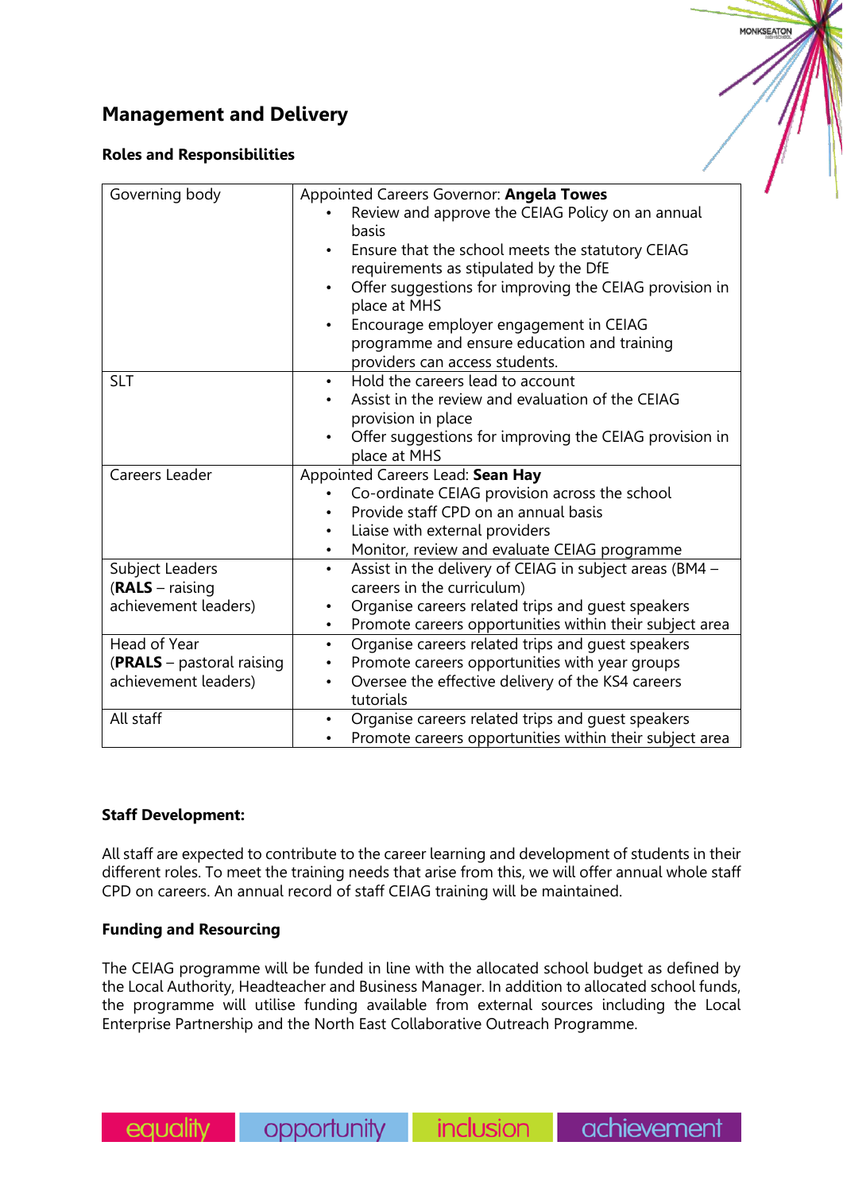## Management and Delivery

### Roles and Responsibilities

| | |
|---|---|
| Governing body | Appointed Careers Governor: **Angela Towes**<br>• Review and approve the CEIAG Policy on an annual basis<br>• Ensure that the school meets the statutory CEIAG requirements as stipulated by the DfE<br>• Offer suggestions for improving the CEIAG provision in place at MHS<br>• Encourage employer engagement in CEIAG programme and ensure education and training providers can access students. |
| SLT | • Hold the careers lead to account<br>• Assist in the review and evaluation of the CEIAG provision in place<br>• Offer suggestions for improving the CEIAG provision in place at MHS |
| Careers Leader | Appointed Careers Lead: **Sean Hay**<br>• Co-ordinate CEIAG provision across the school<br>• Provide staff CPD on an annual basis<br>• Liaise with external providers<br>• Monitor, review and evaluate CEIAG programme |
| Subject Leaders (**RALS** – raising achievement leaders) | • Assist in the delivery of CEIAG in subject areas (BM4 – careers in the curriculum)<br>• Organise careers related trips and guest speakers<br>• Promote careers opportunities within their subject area |
| Head of Year (**PRALS** – pastoral raising achievement leaders) | • Organise careers related trips and guest speakers<br>• Promote careers opportunities with year groups<br>• Oversee the effective delivery of the KS4 careers tutorials |
| All staff | • Organise careers related trips and guest speakers<br>• Promote careers opportunities within their subject area |

**Staff Development:**

All staff are expected to contribute to the career learning and development of students in their different roles. To meet the training needs that arise from this, we will offer annual whole staff CPD on careers. An annual record of staff CEIAG training will be maintained.

**Funding and Resourcing**

The CEIAG programme will be funded in line with the allocated school budget as defined by the Local Authority, Headteacher and Business Manager. In addition to allocated school funds, the programme will utilise funding available from external sources including the Local Enterprise Partnership and the North East Collaborative Outreach Programme.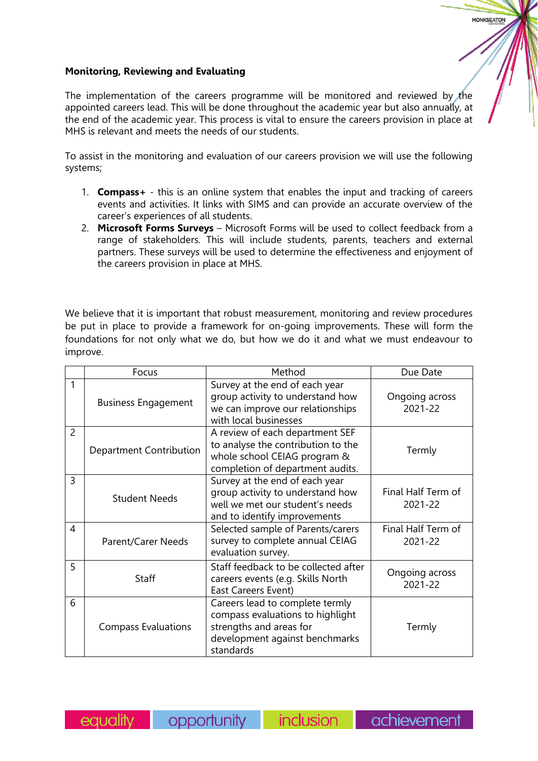**Monitoring, Reviewing and Evaluating**

The implementation of the careers programme will be monitored and reviewed by the appointed careers lead. This will be done throughout the academic year but also annually, at the end of the academic year. This process is vital to ensure the careers provision in place at MHS is relevant and meets the needs of our students.

To assist in the monitoring and evaluation of our careers provision we will use the following systems;

1. **Compass+** - this is an online system that enables the input and tracking of careers events and activities. It links with SIMS and can provide an accurate overview of the career's experiences of all students.
2. **Microsoft Forms Surveys** – Microsoft Forms will be used to collect feedback from a range of stakeholders. This will include students, parents, teachers and external partners. These surveys will be used to determine the effectiveness and enjoyment of the careers provision in place at MHS.

We believe that it is important that robust measurement, monitoring and review procedures be put in place to provide a framework for on-going improvements. These will form the foundations for not only what we do, but how we do it and what we must endeavour to improve.

| | Focus | Method | Due Date |
|---|---|---|---|
| 1 | Business Engagement | Survey at the end of each year group activity to understand how we can improve our relationships with local businesses | Ongoing across 2021-22 |
| 2 | Department Contribution | A review of each department SEF to analyse the contribution to the whole school CEIAG program & completion of department audits. | Termly |
| 3 | Student Needs | Survey at the end of each year group activity to understand how well we met our student's needs and to identify improvements | Final Half Term of 2021-22 |
| 4 | Parent/Carer Needs | Selected sample of Parents/carers survey to complete annual CEIAG evaluation survey. | Final Half Term of 2021-22 |
| 5 | Staff | Staff feedback to be collected after careers events (e.g. Skills North East Careers Event) | Ongoing across 2021-22 |
| 6 | Compass Evaluations | Careers lead to complete termly compass evaluations to highlight strengths and areas for development against benchmarks standards | Termly |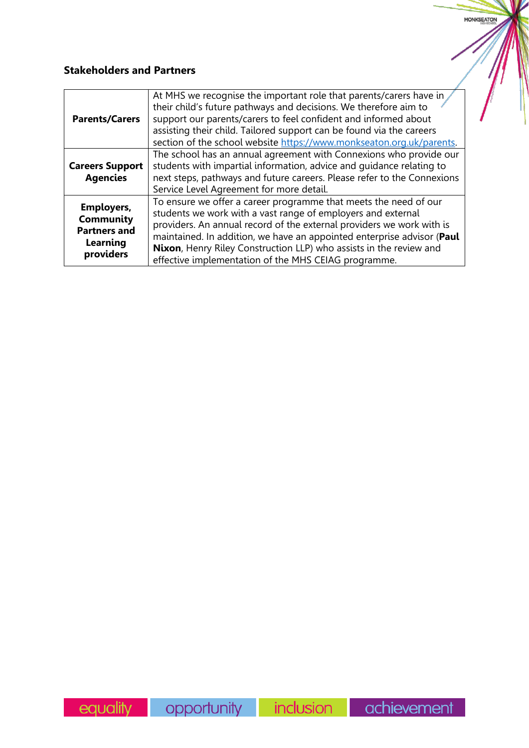### Stakeholders and Partners

| | |
|---|---|
| **Parents/Carers** | At MHS we recognise the important role that parents/carers have in their child's future pathways and decisions. We therefore aim to support our parents/carers to feel confident and informed about assisting their child. Tailored support can be found via the careers section of the school website https://www.monkseaton.org.uk/parents. |
| **Careers Support Agencies** | The school has an annual agreement with Connexions who provide our students with impartial information, advice and guidance relating to next steps, pathways and future careers. Please refer to the Connexions Service Level Agreement for more detail. |
| **Employers, Community Partners and Learning providers** | To ensure we offer a career programme that meets the need of our students we work with a vast range of employers and external providers. An annual record of the external providers we work with is maintained. In addition, we have an appointed enterprise advisor (**Paul Nixon**, Henry Riley Construction LLP) who assists in the review and effective implementation of the MHS CEIAG programme. |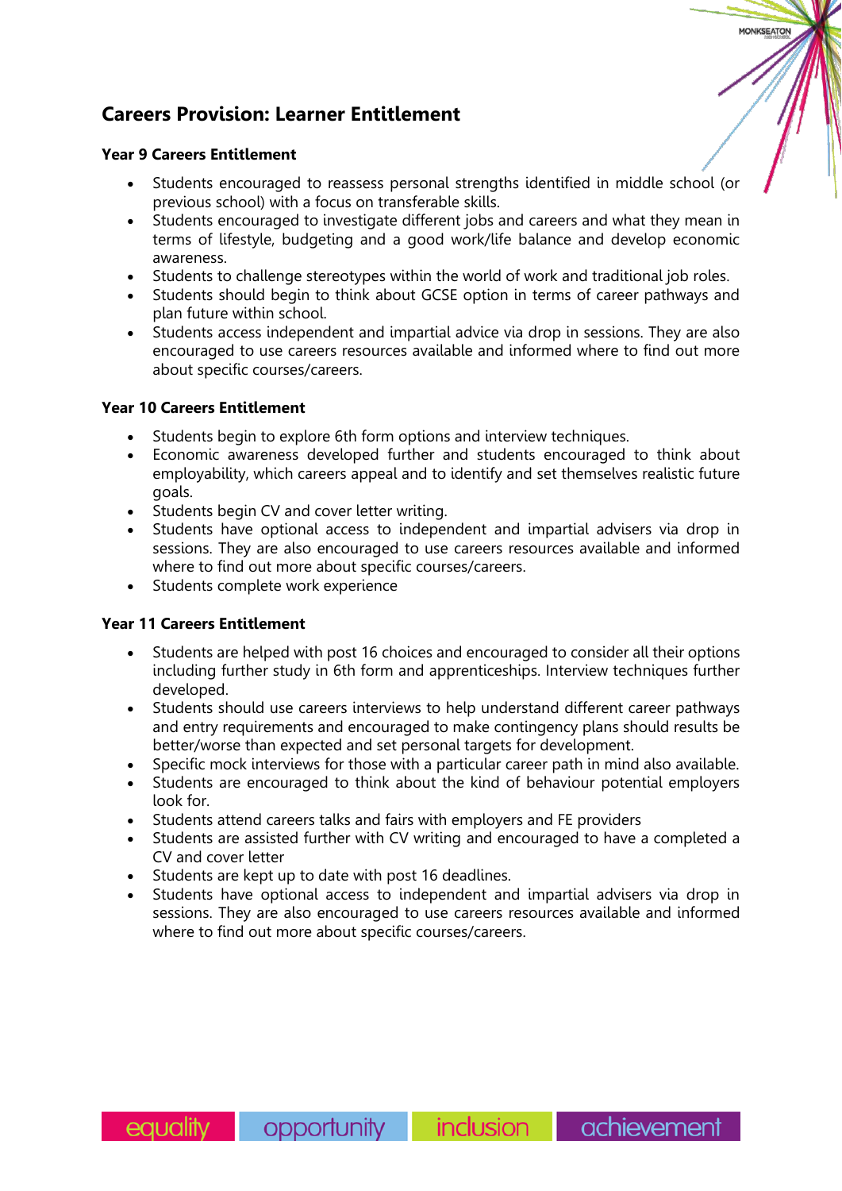## Careers Provision: Learner Entitlement

### Year 9 Careers Entitlement

- Students encouraged to reassess personal strengths identified in middle school (or previous school) with a focus on transferable skills.
- Students encouraged to investigate different jobs and careers and what they mean in terms of lifestyle, budgeting and a good work/life balance and develop economic awareness.
- Students to challenge stereotypes within the world of work and traditional job roles.
- Students should begin to think about GCSE option in terms of career pathways and plan future within school.
- Students access independent and impartial advice via drop in sessions. They are also encouraged to use careers resources available and informed where to find out more about specific courses/careers.

### Year 10 Careers Entitlement

- Students begin to explore 6th form options and interview techniques.
- Economic awareness developed further and students encouraged to think about employability, which careers appeal and to identify and set themselves realistic future goals.
- Students begin CV and cover letter writing.
- Students have optional access to independent and impartial advisers via drop in sessions. They are also encouraged to use careers resources available and informed where to find out more about specific courses/careers.
- Students complete work experience

### Year 11 Careers Entitlement

- Students are helped with post 16 choices and encouraged to consider all their options including further study in 6th form and apprenticeships. Interview techniques further developed.
- Students should use careers interviews to help understand different career pathways and entry requirements and encouraged to make contingency plans should results be better/worse than expected and set personal targets for development.
- Specific mock interviews for those with a particular career path in mind also available.
- Students are encouraged to think about the kind of behaviour potential employers look for.
- Students attend careers talks and fairs with employers and FE providers
- Students are assisted further with CV writing and encouraged to have a completed a CV and cover letter
- Students are kept up to date with post 16 deadlines.
- Students have optional access to independent and impartial advisers via drop in sessions. They are also encouraged to use careers resources available and informed where to find out more about specific courses/careers.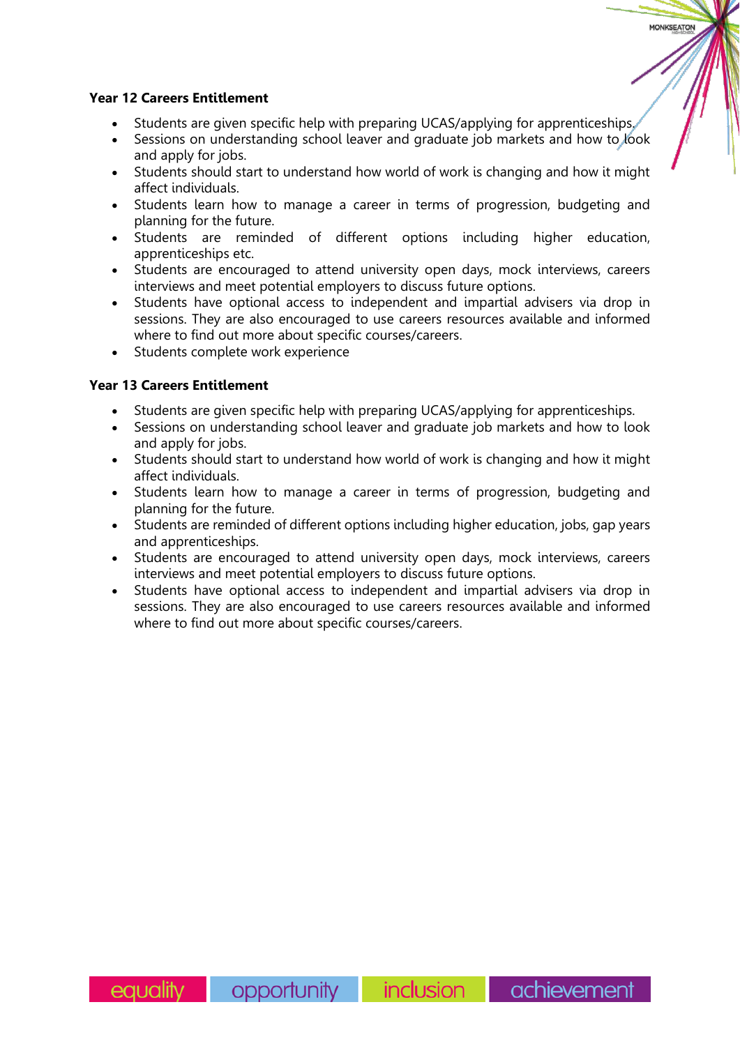**Year 12 Careers Entitlement**

- Students are given specific help with preparing UCAS/applying for apprenticeships.
- Sessions on understanding school leaver and graduate job markets and how to look and apply for jobs.
- Students should start to understand how world of work is changing and how it might affect individuals.
- Students learn how to manage a career in terms of progression, budgeting and planning for the future.
- Students are reminded of different options including higher education, apprenticeships etc.
- Students are encouraged to attend university open days, mock interviews, careers interviews and meet potential employers to discuss future options.
- Students have optional access to independent and impartial advisers via drop in sessions. They are also encouraged to use careers resources available and informed where to find out more about specific courses/careers.
- Students complete work experience

**Year 13 Careers Entitlement**

- Students are given specific help with preparing UCAS/applying for apprenticeships.
- Sessions on understanding school leaver and graduate job markets and how to look and apply for jobs.
- Students should start to understand how world of work is changing and how it might affect individuals.
- Students learn how to manage a career in terms of progression, budgeting and planning for the future.
- Students are reminded of different options including higher education, jobs, gap years and apprenticeships.
- Students are encouraged to attend university open days, mock interviews, careers interviews and meet potential employers to discuss future options.
- Students have optional access to independent and impartial advisers via drop in sessions. They are also encouraged to use careers resources available and informed where to find out more about specific courses/careers.